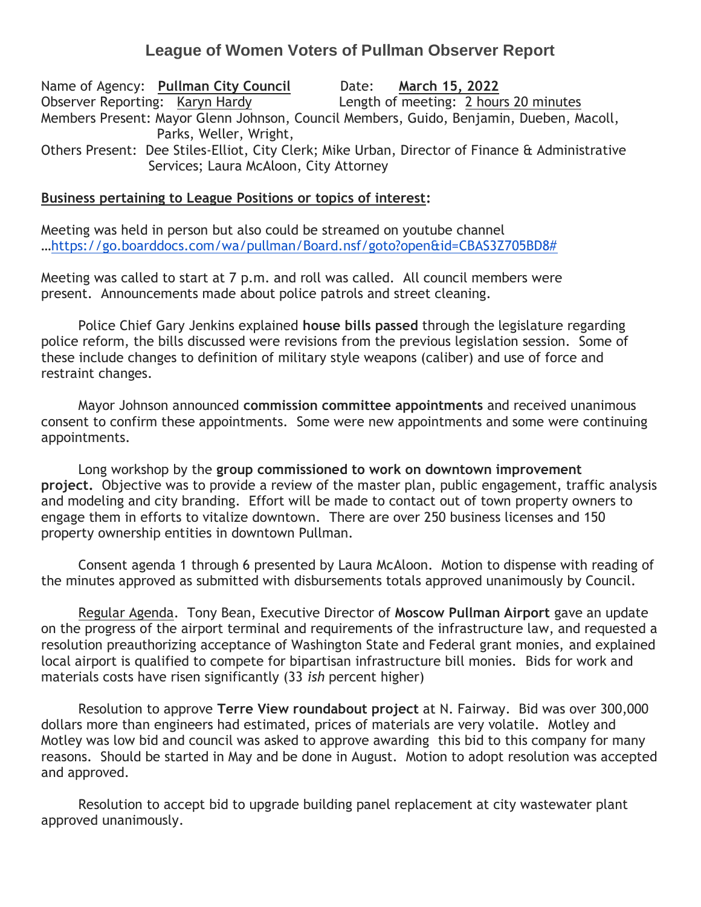# League of Women Voters of Pullman Observer Report

Name of Agency: **Pullman City Council** Date: **March 15, 2022**
Observer Reporting: Karyn Hardy Length of meeting: 2 hours 20 minutes
Members Present: Mayor Glenn Johnson, Council Members, Guido, Benjamin, Dueben, Macoll, Parks, Weller, Wright,
Others Present: Dee Stiles-Elliot, City Clerk; Mike Urban, Director of Finance & Administrative Services; Laura McAloon, City Attorney

**Business pertaining to League Positions or topics of interest:**

Meeting was held in person but also could be streamed on youtube channel …https://go.boarddocs.com/wa/pullman/Board.nsf/goto?open&id=CBAS3Z705BD8#

Meeting was called to start at 7 p.m. and roll was called. All council members were present. Announcements made about police patrols and street cleaning.

Police Chief Gary Jenkins explained **house bills passed** through the legislature regarding police reform, the bills discussed were revisions from the previous legislation session. Some of these include changes to definition of military style weapons (caliber) and use of force and restraint changes.

Mayor Johnson announced **commission committee appointments** and received unanimous consent to confirm these appointments. Some were new appointments and some were continuing appointments.

Long workshop by the **group commissioned to work on downtown improvement project.** Objective was to provide a review of the master plan, public engagement, traffic analysis and modeling and city branding. Effort will be made to contact out of town property owners to engage them in efforts to vitalize downtown. There are over 250 business licenses and 150 property ownership entities in downtown Pullman.

Consent agenda 1 through 6 presented by Laura McAloon. Motion to dispense with reading of the minutes approved as submitted with disbursements totals approved unanimously by Council.

Regular Agenda. Tony Bean, Executive Director of **Moscow Pullman Airport** gave an update on the progress of the airport terminal and requirements of the infrastructure law, and requested a resolution preauthorizing acceptance of Washington State and Federal grant monies, and explained local airport is qualified to compete for bipartisan infrastructure bill monies. Bids for work and materials costs have risen significantly (33 *ish* percent higher)

Resolution to approve **Terre View roundabout project** at N. Fairway. Bid was over 300,000 dollars more than engineers had estimated, prices of materials are very volatile. Motley and Motley was low bid and council was asked to approve awarding this bid to this company for many reasons. Should be started in May and be done in August. Motion to adopt resolution was accepted and approved.

Resolution to accept bid to upgrade building panel replacement at city wastewater plant approved unanimously.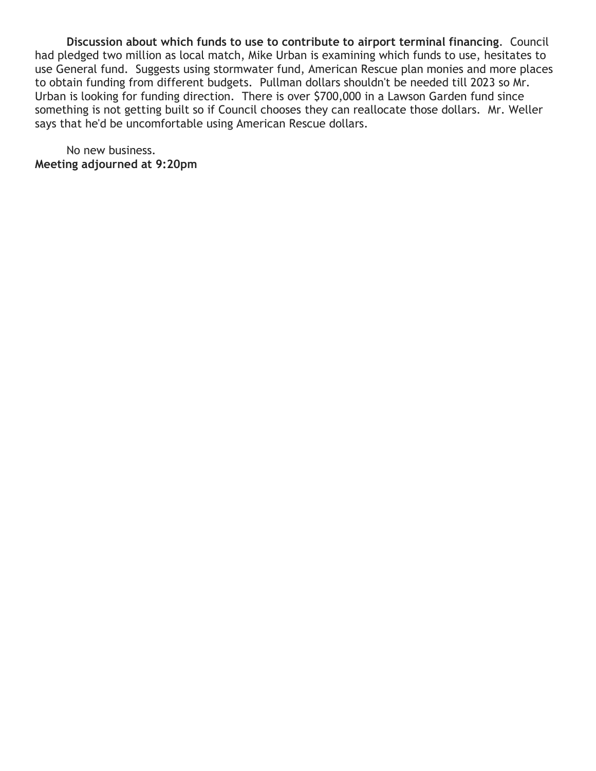**Discussion about which funds to use to contribute to airport terminal financing**. Council had pledged two million as local match, Mike Urban is examining which funds to use, hesitates to use General fund. Suggests using stormwater fund, American Rescue plan monies and more places to obtain funding from different budgets. Pullman dollars shouldn't be needed till 2023 so Mr. Urban is looking for funding direction. There is over $700,000 in a Lawson Garden fund since something is not getting built so if Council chooses they can reallocate those dollars. Mr. Weller says that he'd be uncomfortable using American Rescue dollars.

No new business.

**Meeting adjourned at 9:20pm**